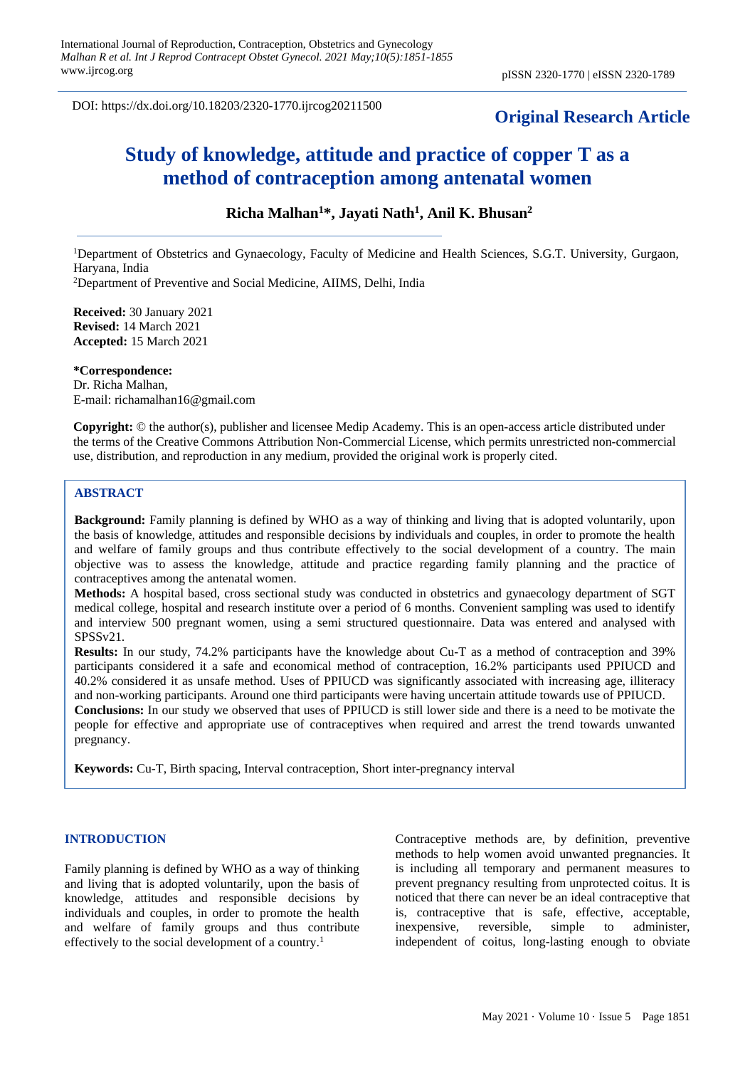DOI: https://dx.doi.org/10.18203/2320-1770.ijrcog20211500

**Original Research Article**

# Study of knowledge, attitude and practice of copper T as a method of contraception among antenatal women

**Richa Malhan[1]*, Jayati Nath[1], Anil K. Bhusan[2]**

[1]Department of Obstetrics and Gynaecology, Faculty of Medicine and Health Sciences, S.G.T. University, Gurgaon, Haryana, India

[2]Department of Preventive and Social Medicine, AIIMS, Delhi, India

**Received:** 30 January 2021
**Revised:** 14 March 2021
**Accepted:** 15 March 2021

***Correspondence:**
Dr. Richa Malhan,
E-mail: richamalhan16@gmail.com

**Copyright:** © the author(s), publisher and licensee Medip Academy. This is an open-access article distributed under the terms of the Creative Commons Attribution Non-Commercial License, which permits unrestricted non-commercial use, distribution, and reproduction in any medium, provided the original work is properly cited.

## ABSTRACT

**Background:** Family planning is defined by WHO as a way of thinking and living that is adopted voluntarily, upon the basis of knowledge, attitudes and responsible decisions by individuals and couples, in order to promote the health and welfare of family groups and thus contribute effectively to the social development of a country. The main objective was to assess the knowledge, attitude and practice regarding family planning and the practice of contraceptives among the antenatal women.

**Methods:** A hospital based, cross sectional study was conducted in obstetrics and gynaecology department of SGT medical college, hospital and research institute over a period of 6 months. Convenient sampling was used to identify and interview 500 pregnant women, using a semi structured questionnaire. Data was entered and analysed with SPSSv21.

**Results:** In our study, 74.2% participants have the knowledge about Cu-T as a method of contraception and 39% participants considered it a safe and economical method of contraception, 16.2% participants used PPIUCD and 40.2% considered it as unsafe method. Uses of PPIUCD was significantly associated with increasing age, illiteracy and non-working participants. Around one third participants were having uncertain attitude towards use of PPIUCD.

**Conclusions:** In our study we observed that uses of PPIUCD is still lower side and there is a need to be motivate the people for effective and appropriate use of contraceptives when required and arrest the trend towards unwanted pregnancy.

**Keywords:** Cu-T, Birth spacing, Interval contraception, Short inter-pregnancy interval

## INTRODUCTION

Family planning is defined by WHO as a way of thinking and living that is adopted voluntarily, upon the basis of knowledge, attitudes and responsible decisions by individuals and couples, in order to promote the health and welfare of family groups and thus contribute effectively to the social development of a country.[1]

Contraceptive methods are, by definition, preventive methods to help women avoid unwanted pregnancies. It is including all temporary and permanent measures to prevent pregnancy resulting from unprotected coitus. It is noticed that there can never be an ideal contraceptive that is, contraceptive that is safe, effective, acceptable, inexpensive, reversible, simple to administer, independent of coitus, long-lasting enough to obviate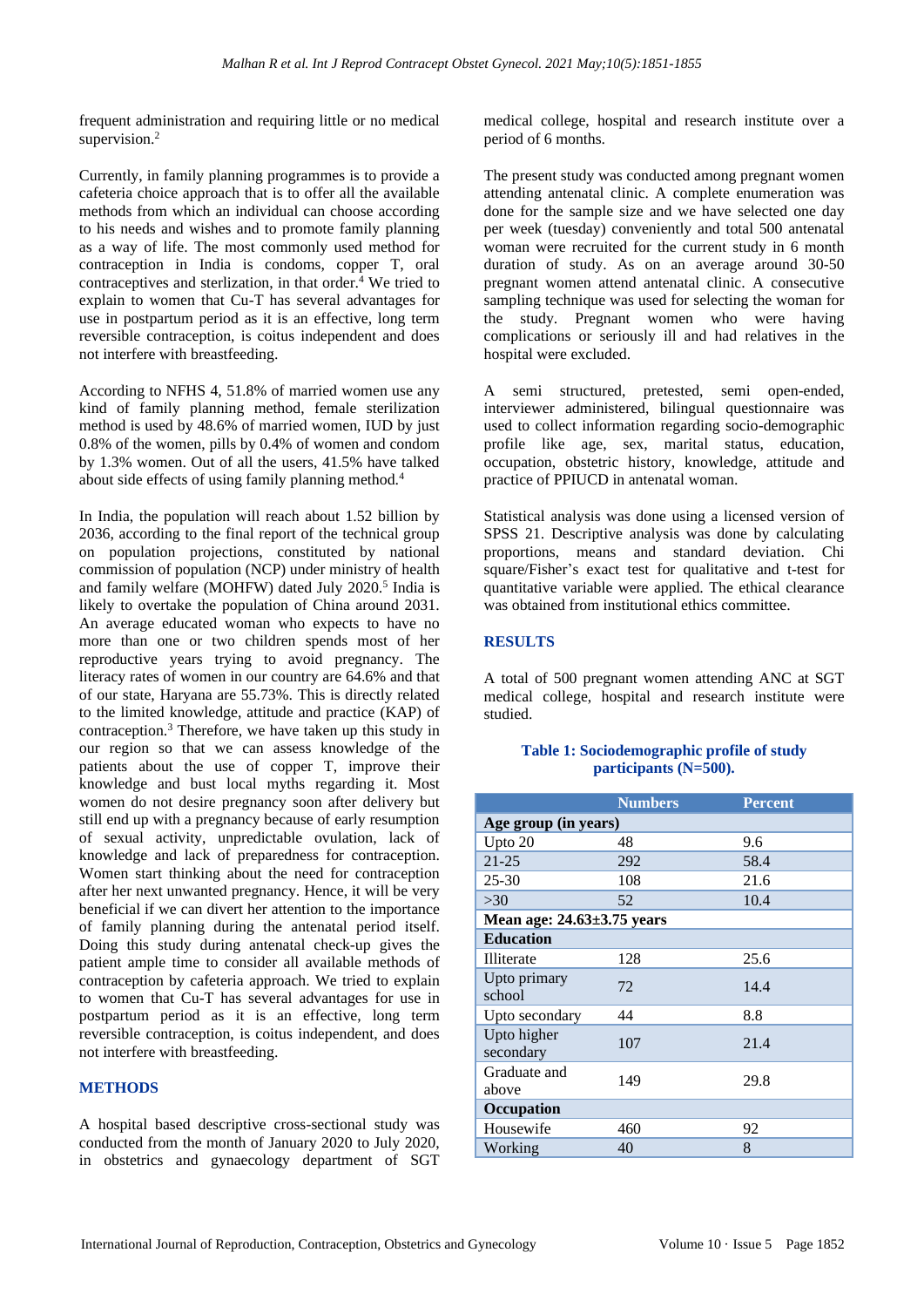frequent administration and requiring little or no medical supervision.[2]

Currently, in family planning programmes is to provide a cafeteria choice approach that is to offer all the available methods from which an individual can choose according to his needs and wishes and to promote family planning as a way of life. The most commonly used method for contraception in India is condoms, copper T, oral contraceptives and sterlization, in that order.[4] We tried to explain to women that Cu-T has several advantages for use in postpartum period as it is an effective, long term reversible contraception, is coitus independent and does not interfere with breastfeeding.

According to NFHS 4, 51.8% of married women use any kind of family planning method, female sterilization method is used by 48.6% of married women, IUD by just 0.8% of the women, pills by 0.4% of women and condom by 1.3% women. Out of all the users, 41.5% have talked about side effects of using family planning method.[4]

In India, the population will reach about 1.52 billion by 2036, according to the final report of the technical group on population projections, constituted by national commission of population (NCP) under ministry of health and family welfare (MOHFW) dated July 2020.[5] India is likely to overtake the population of China around 2031. An average educated woman who expects to have no more than one or two children spends most of her reproductive years trying to avoid pregnancy. The literacy rates of women in our country are 64.6% and that of our state, Haryana are 55.73%. This is directly related to the limited knowledge, attitude and practice (KAP) of contraception.[3] Therefore, we have taken up this study in our region so that we can assess knowledge of the patients about the use of copper T, improve their knowledge and bust local myths regarding it. Most women do not desire pregnancy soon after delivery but still end up with a pregnancy because of early resumption of sexual activity, unpredictable ovulation, lack of knowledge and lack of preparedness for contraception. Women start thinking about the need for contraception after her next unwanted pregnancy. Hence, it will be very beneficial if we can divert her attention to the importance of family planning during the antenatal period itself. Doing this study during antenatal check-up gives the patient ample time to consider all available methods of contraception by cafeteria approach. We tried to explain to women that Cu-T has several advantages for use in postpartum period as it is an effective, long term reversible contraception, is coitus independent, and does not interfere with breastfeeding.

## METHODS

A hospital based descriptive cross-sectional study was conducted from the month of January 2020 to July 2020, in obstetrics and gynaecology department of SGT medical college, hospital and research institute over a period of 6 months.

The present study was conducted among pregnant women attending antenatal clinic. A complete enumeration was done for the sample size and we have selected one day per week (tuesday) conveniently and total 500 antenatal woman were recruited for the current study in 6 month duration of study. As on an average around 30-50 pregnant women attend antenatal clinic. A consecutive sampling technique was used for selecting the woman for the study. Pregnant women who were having complications or seriously ill and had relatives in the hospital were excluded.

A semi structured, pretested, semi open-ended, interviewer administered, bilingual questionnaire was used to collect information regarding socio-demographic profile like age, sex, marital status, education, occupation, obstetric history, knowledge, attitude and practice of PPIUCD in antenatal woman.

Statistical analysis was done using a licensed version of SPSS 21. Descriptive analysis was done by calculating proportions, means and standard deviation. Chi square/Fisher's exact test for qualitative and t-test for quantitative variable were applied. The ethical clearance was obtained from institutional ethics committee.

## RESULTS

A total of 500 pregnant women attending ANC at SGT medical college, hospital and research institute were studied.

**Table 1: Sociodemographic profile of study participants (N=500).**

| | Numbers | Percent |
|---|---|---|
| **Age group (in years)** | | |
| Upto 20 | 48 | 9.6 |
| 21-25 | 292 | 58.4 |
| 25-30 | 108 | 21.6 |
| >30 | 52 | 10.4 |
| **Mean age: 24.63±3.75 years** | | |
| **Education** | | |
| Illiterate | 128 | 25.6 |
| Upto primary school | 72 | 14.4 |
| Upto secondary | 44 | 8.8 |
| Upto higher secondary | 107 | 21.4 |
| Graduate and above | 149 | 29.8 |
| **Occupation** | | |
| Housewife | 460 | 92 |
| Working | 40 | 8 |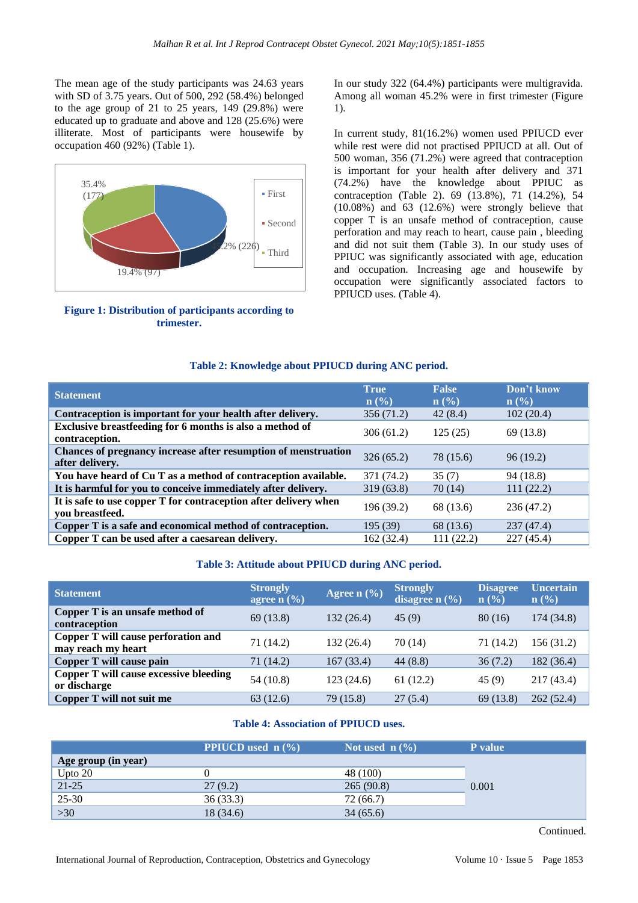The mean age of the study participants was 24.63 years with SD of 3.75 years. Out of 500, 292 (58.4%) belonged to the age group of 21 to 25 years, 149 (29.8%) were educated up to graduate and above and 128 (25.6%) were illiterate. Most of participants were housewife by occupation 460 (92%) (Table 1).

**Figure 1: Distribution of participants according to trimester.**

In our study 322 (64.4%) participants were multigravida. Among all woman 45.2% were in first trimester (Figure 1).

In current study, 81(16.2%) women used PPIUCD ever while rest were did not practised PPIUCD at all. Out of 500 woman, 356 (71.2%) were agreed that contraception is important for your health after delivery and 371 (74.2%) have the knowledge about PPIUC as contraception (Table 2). 69 (13.8%), 71 (14.2%), 54 (10.08%) and 63 (12.6%) were strongly believe that copper T is an unsafe method of contraception, cause perforation and may reach to heart, cause pain , bleeding and did not suit them (Table 3). In our study uses of PPIUC was significantly associated with age, education and occupation. Increasing age and housewife by occupation were significantly associated factors to PPIUCD uses. (Table 4).

**Table 2: Knowledge about PPIUCD during ANC period.**

| Statement | True n (%) | False n (%) | Don't know n (%) |
|---|---|---|---|
| **Contraception is important for your health after delivery.** | 356 (71.2) | 42 (8.4) | 102 (20.4) |
| **Exclusive breastfeeding for 6 months is also a method of contraception.** | 306 (61.2) | 125 (25) | 69 (13.8) |
| **Chances of pregnancy increase after resumption of menstruation after delivery.** | 326 (65.2) | 78 (15.6) | 96 (19.2) |
| **You have heard of Cu T as a method of contraception available.** | 371 (74.2) | 35 (7) | 94 (18.8) |
| **It is harmful for you to conceive immediately after delivery.** | 319 (63.8) | 70 (14) | 111 (22.2) |
| **It is safe to use copper T for contraception after delivery when you breastfeed.** | 196 (39.2) | 68 (13.6) | 236 (47.2) |
| **Copper T is a safe and economical method of contraception.** | 195 (39) | 68 (13.6) | 237 (47.4) |
| **Copper T can be used after a caesarean delivery.** | 162 (32.4) | 111 (22.2) | 227 (45.4) |

**Table 3: Attitude about PPIUCD during ANC period.**

| Statement | Strongly agree n (%) | Agree n (%) | Strongly disagree n (%) | Disagree n (%) | Uncertain n (%) |
|---|---|---|---|---|---|
| **Copper T is an unsafe method of contraception** | 69 (13.8) | 132 (26.4) | 45 (9) | 80 (16) | 174 (34.8) |
| **Copper T will cause perforation and may reach my heart** | 71 (14.2) | 132 (26.4) | 70 (14) | 71 (14.2) | 156 (31.2) |
| **Copper T will cause pain** | 71 (14.2) | 167 (33.4) | 44 (8.8) | 36 (7.2) | 182 (36.4) |
| **Copper T will cause excessive bleeding or discharge** | 54 (10.8) | 123 (24.6) | 61 (12.2) | 45 (9) | 217 (43.4) |
| **Copper T will not suit me** | 63 (12.6) | 79 (15.8) | 27 (5.4) | 69 (13.8) | 262 (52.4) |

**Table 4: Association of PPIUCD uses.**

| | PPIUCD used n (%) | Not used n (%) | P value |
|---|---|---|---|
| **Age group (in year)** | | | |
| Upto 20 | 0 | 48 (100) | 0.001 |
| 21-25 | 27 (9.2) | 265 (90.8) | |
| 25-30 | 36 (33.3) | 72 (66.7) | |
| >30 | 18 (34.6) | 34 (65.6) | |

Continued.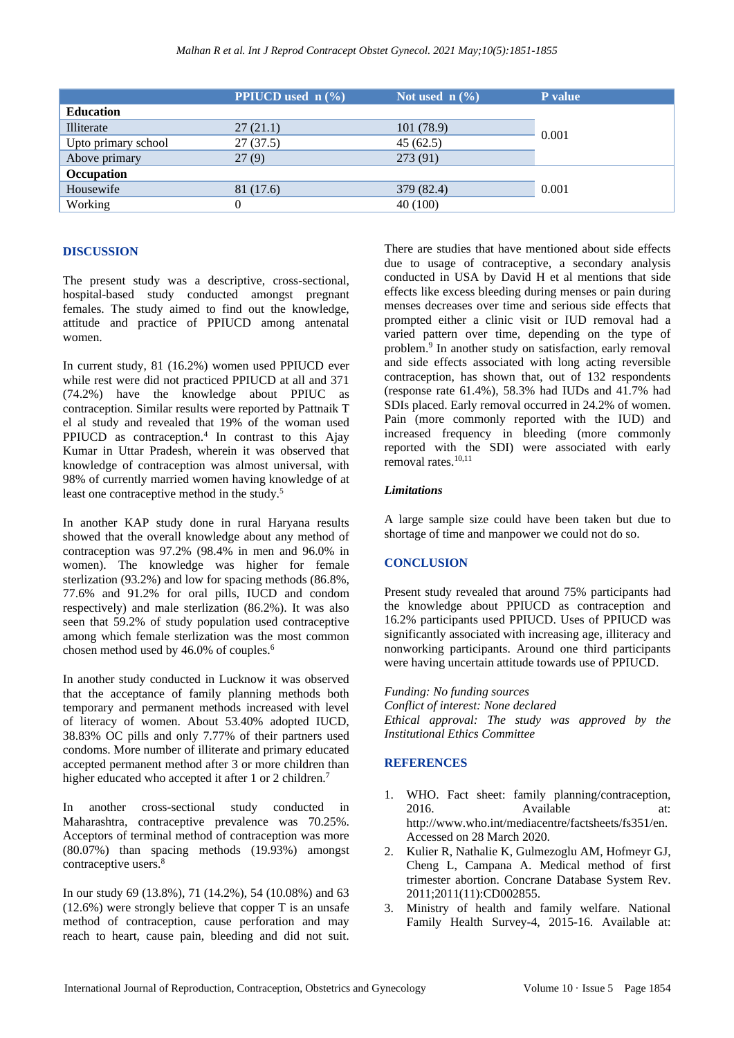|  | PPIUCD used n (%) | Not used n (%) | P value |
|---|---|---|---|
| **Education** |  |  |  |
| Illiterate | 27 (21.1) | 101 (78.9) | 0.001 |
| Upto primary school | 27 (37.5) | 45 (62.5) |  |
| Above primary | 27 (9) | 273 (91) |  |
| **Occupation** |  |  |  |
| Housewife | 81 (17.6) | 379 (82.4) | 0.001 |
| Working | 0 | 40 (100) |  |

## DISCUSSION

The present study was a descriptive, cross-sectional, hospital-based study conducted amongst pregnant females. The study aimed to find out the knowledge, attitude and practice of PPIUCD among antenatal women.

In current study, 81 (16.2%) women used PPIUCD ever while rest were did not practiced PPIUCD at all and 371 (74.2%) have the knowledge about PPIUC as contraception. Similar results were reported by Pattnaik T el al study and revealed that 19% of the woman used PPIUCD as contraception.[4] In contrast to this Ajay Kumar in Uttar Pradesh, wherein it was observed that knowledge of contraception was almost universal, with 98% of currently married women having knowledge of at least one contraceptive method in the study.[5]

In another KAP study done in rural Haryana results showed that the overall knowledge about any method of contraception was 97.2% (98.4% in men and 96.0% in women). The knowledge was higher for female sterlization (93.2%) and low for spacing methods (86.8%, 77.6% and 91.2% for oral pills, IUCD and condom respectively) and male sterlization (86.2%). It was also seen that 59.2% of study population used contraceptive among which female sterlization was the most common chosen method used by 46.0% of couples.[6]

In another study conducted in Lucknow it was observed that the acceptance of family planning methods both temporary and permanent methods increased with level of literacy of women. About 53.40% adopted IUCD, 38.83% OC pills and only 7.77% of their partners used condoms. More number of illiterate and primary educated accepted permanent method after 3 or more children than higher educated who accepted it after 1 or 2 children.[7]

In another cross-sectional study conducted in Maharashtra, contraceptive prevalence was 70.25%. Acceptors of terminal method of contraception was more (80.07%) than spacing methods (19.93%) amongst contraceptive users.[8]

In our study 69 (13.8%), 71 (14.2%), 54 (10.08%) and 63 (12.6%) were strongly believe that copper T is an unsafe method of contraception, cause perforation and may reach to heart, cause pain, bleeding and did not suit.

There are studies that have mentioned about side effects due to usage of contraceptive, a secondary analysis conducted in USA by David H et al mentions that side effects like excess bleeding during menses or pain during menses decreases over time and serious side effects that prompted either a clinic visit or IUD removal had a varied pattern over time, depending on the type of problem.[9] In another study on satisfaction, early removal and side effects associated with long acting reversible contraception, has shown that, out of 132 respondents (response rate 61.4%), 58.3% had IUDs and 41.7% had SDIs placed. Early removal occurred in 24.2% of women. Pain (more commonly reported with the IUD) and increased frequency in bleeding (more commonly reported with the SDI) were associated with early removal rates.[10,11]

### *Limitations*

A large sample size could have been taken but due to shortage of time and manpower we could not do so.

## CONCLUSION

Present study revealed that around 75% participants had the knowledge about PPIUCD as contraception and 16.2% participants used PPIUCD. Uses of PPIUCD was significantly associated with increasing age, illiteracy and nonworking participants. Around one third participants were having uncertain attitude towards use of PPIUCD.

*Funding: No funding sources*
*Conflict of interest: None declared*
*Ethical approval: The study was approved by the Institutional Ethics Committee*

## REFERENCES

1. WHO. Fact sheet: family planning/contraception, 2016. Available at: http://www.who.int/mediacentre/factsheets/fs351/en. Accessed on 28 March 2020.
2. Kulier R, Nathalie K, Gulmezoglu AM, Hofmeyr GJ, Cheng L, Campana A. Medical method of first trimester abortion. Concrane Database System Rev. 2011;2011(11):CD002855.
3. Ministry of health and family welfare. National Family Health Survey-4, 2015-16. Available at: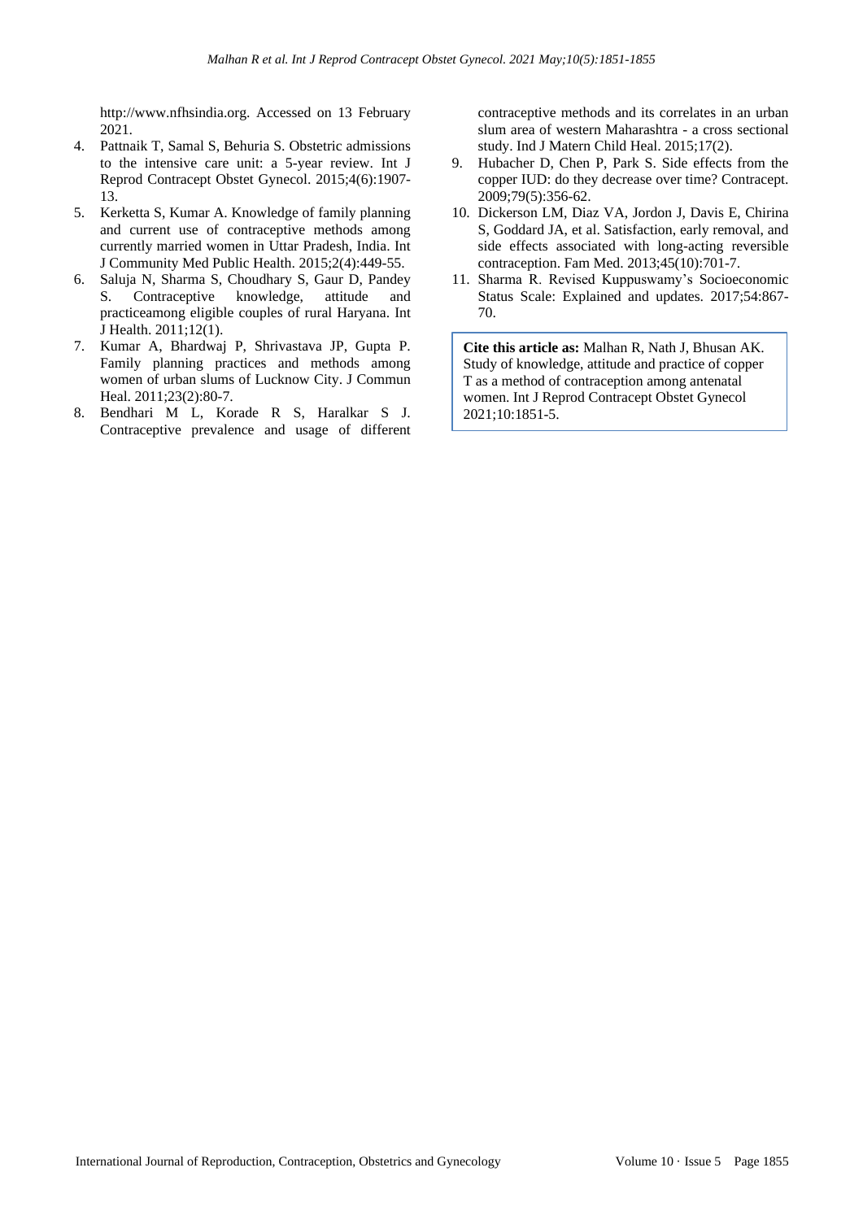http://www.nfhsindia.org. Accessed on 13 February 2021.

4. Pattnaik T, Samal S, Behuria S. Obstetric admissions to the intensive care unit: a 5-year review. Int J Reprod Contracept Obstet Gynecol. 2015;4(6):1907-13.
5. Kerketta S, Kumar A. Knowledge of family planning and current use of contraceptive methods among currently married women in Uttar Pradesh, India. Int J Community Med Public Health. 2015;2(4):449-55.
6. Saluja N, Sharma S, Choudhary S, Gaur D, Pandey S. Contraceptive knowledge, attitude and practiceamong eligible couples of rural Haryana. Int J Health. 2011;12(1).
7. Kumar A, Bhardwaj P, Shrivastava JP, Gupta P. Family planning practices and methods among women of urban slums of Lucknow City. J Commun Heal. 2011;23(2):80-7.
8. Bendhari M L, Korade R S, Haralkar S J. Contraceptive prevalence and usage of different contraceptive methods and its correlates in an urban slum area of western Maharashtra - a cross sectional study. Ind J Matern Child Heal. 2015;17(2).
9. Hubacher D, Chen P, Park S. Side effects from the copper IUD: do they decrease over time? Contracept. 2009;79(5):356-62.
10. Dickerson LM, Diaz VA, Jordon J, Davis E, Chirina S, Goddard JA, et al. Satisfaction, early removal, and side effects associated with long-acting reversible contraception. Fam Med. 2013;45(10):701-7.
11. Sharma R. Revised Kuppuswamy's Socioeconomic Status Scale: Explained and updates. 2017;54:867-70.

**Cite this article as:** Malhan R, Nath J, Bhusan AK. Study of knowledge, attitude and practice of copper T as a method of contraception among antenatal women. Int J Reprod Contracept Obstet Gynecol 2021;10:1851-5.